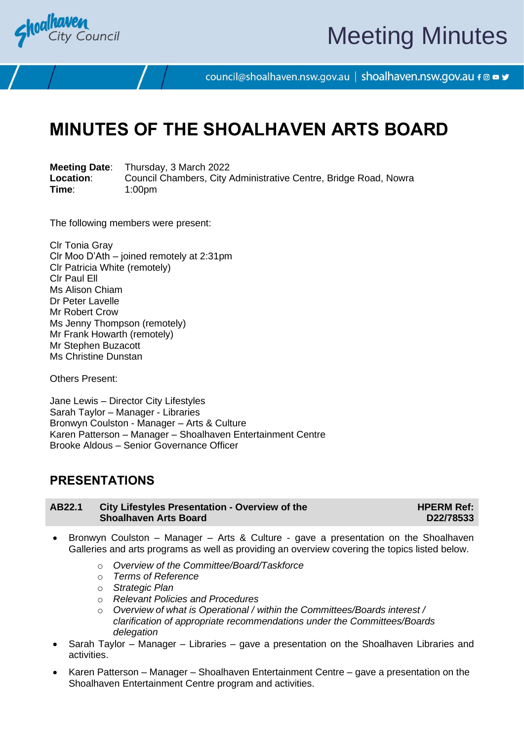# MINUTES OF THE SHOALHAVEN ARTS BOARD

**Meeting Date**: Thursday, 3 March 2022
**Location**: Council Chambers, City Administrative Centre, Bridge Road, Nowra
**Time**: 1:00pm

The following members were present:

Clr Tonia Gray
Clr Moo D'Ath – joined remotely at 2:31pm
Clr Patricia White (remotely)
Clr Paul Ell
Ms Alison Chiam
Dr Peter Lavelle
Mr Robert Crow
Ms Jenny Thompson (remotely)
Mr Frank Howarth (remotely)
Mr Stephen Buzacott
Ms Christine Dunstan

Others Present:

Jane Lewis – Director City Lifestyles
Sarah Taylor – Manager - Libraries
Bronwyn Coulston - Manager – Arts & Culture
Karen Patterson – Manager – Shoalhaven Entertainment Centre
Brooke Aldous – Senior Governance Officer

## PRESENTATIONS

### AB22.1 City Lifestyles Presentation - Overview of the Shoalhaven Arts Board — HPERM Ref: D22/78533

- Bronwyn Coulston – Manager – Arts & Culture - gave a presentation on the Shoalhaven Galleries and arts programs as well as providing an overview covering the topics listed below.
  - *Overview of the Committee/Board/Taskforce*
  - *Terms of Reference*
  - *Strategic Plan*
  - *Relevant Policies and Procedures*
  - *Overview of what is Operational / within the Committees/Boards interest / clarification of appropriate recommendations under the Committees/Boards delegation*
- Sarah Taylor – Manager – Libraries – gave a presentation on the Shoalhaven Libraries and activities.
- Karen Patterson – Manager – Shoalhaven Entertainment Centre – gave a presentation on the Shoalhaven Entertainment Centre program and activities.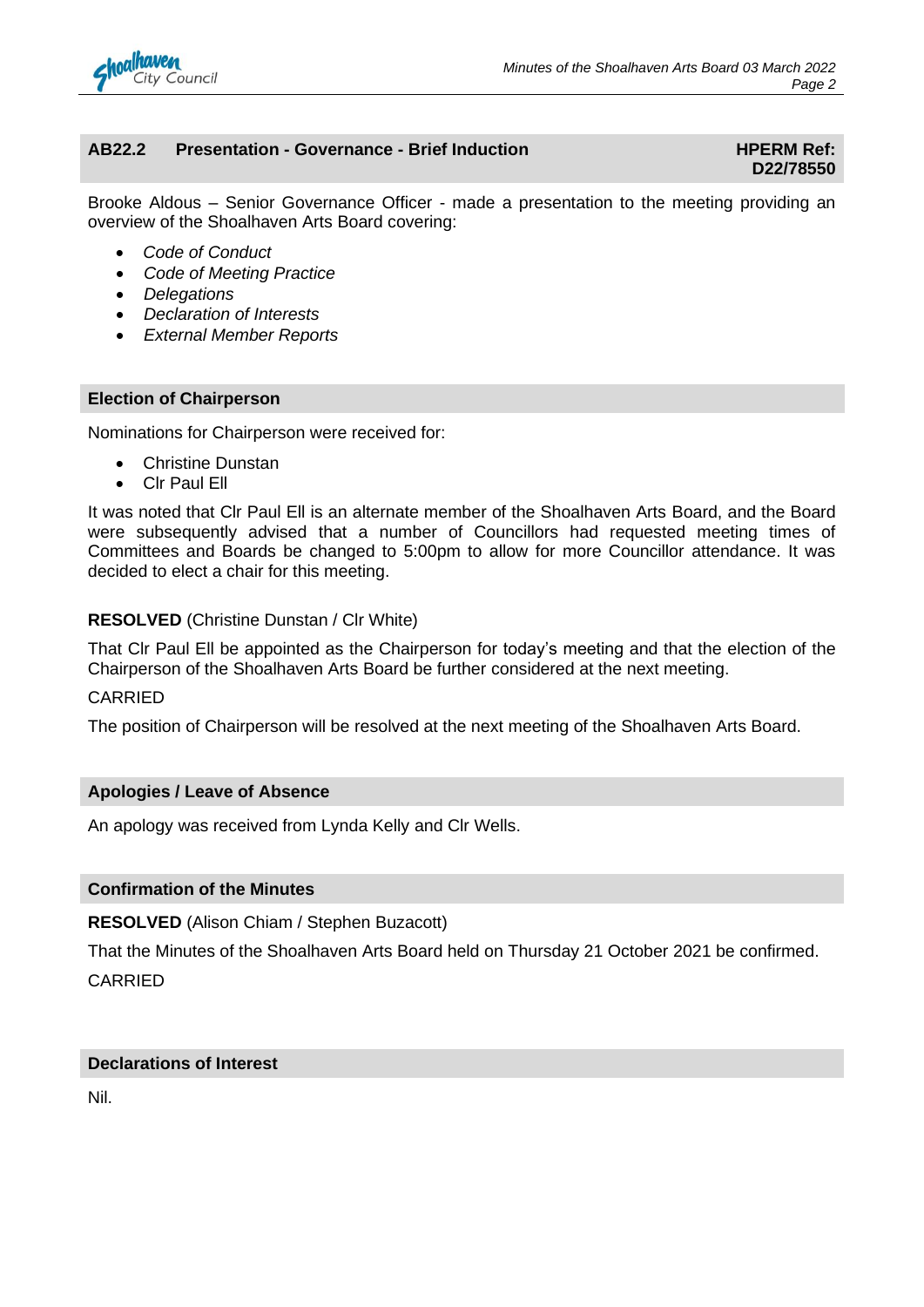## AB22.2 Presentation - Governance - Brief Induction

**HPERM Ref: D22/78550**

Brooke Aldous – Senior Governance Officer - made a presentation to the meeting providing an overview of the Shoalhaven Arts Board covering:

- *Code of Conduct*
- *Code of Meeting Practice*
- *Delegations*
- *Declaration of Interests*
- *External Member Reports*

## Election of Chairperson

Nominations for Chairperson were received for:

- Christine Dunstan
- Clr Paul Ell

It was noted that Clr Paul Ell is an alternate member of the Shoalhaven Arts Board, and the Board were subsequently advised that a number of Councillors had requested meeting times of Committees and Boards be changed to 5:00pm to allow for more Councillor attendance. It was decided to elect a chair for this meeting.

**RESOLVED** (Christine Dunstan / Clr White)

That Clr Paul Ell be appointed as the Chairperson for today's meeting and that the election of the Chairperson of the Shoalhaven Arts Board be further considered at the next meeting.

CARRIED

The position of Chairperson will be resolved at the next meeting of the Shoalhaven Arts Board.

## Apologies / Leave of Absence

An apology was received from Lynda Kelly and Clr Wells.

## Confirmation of the Minutes

**RESOLVED** (Alison Chiam / Stephen Buzacott)

That the Minutes of the Shoalhaven Arts Board held on Thursday 21 October 2021 be confirmed.

CARRIED

## Declarations of Interest

Nil.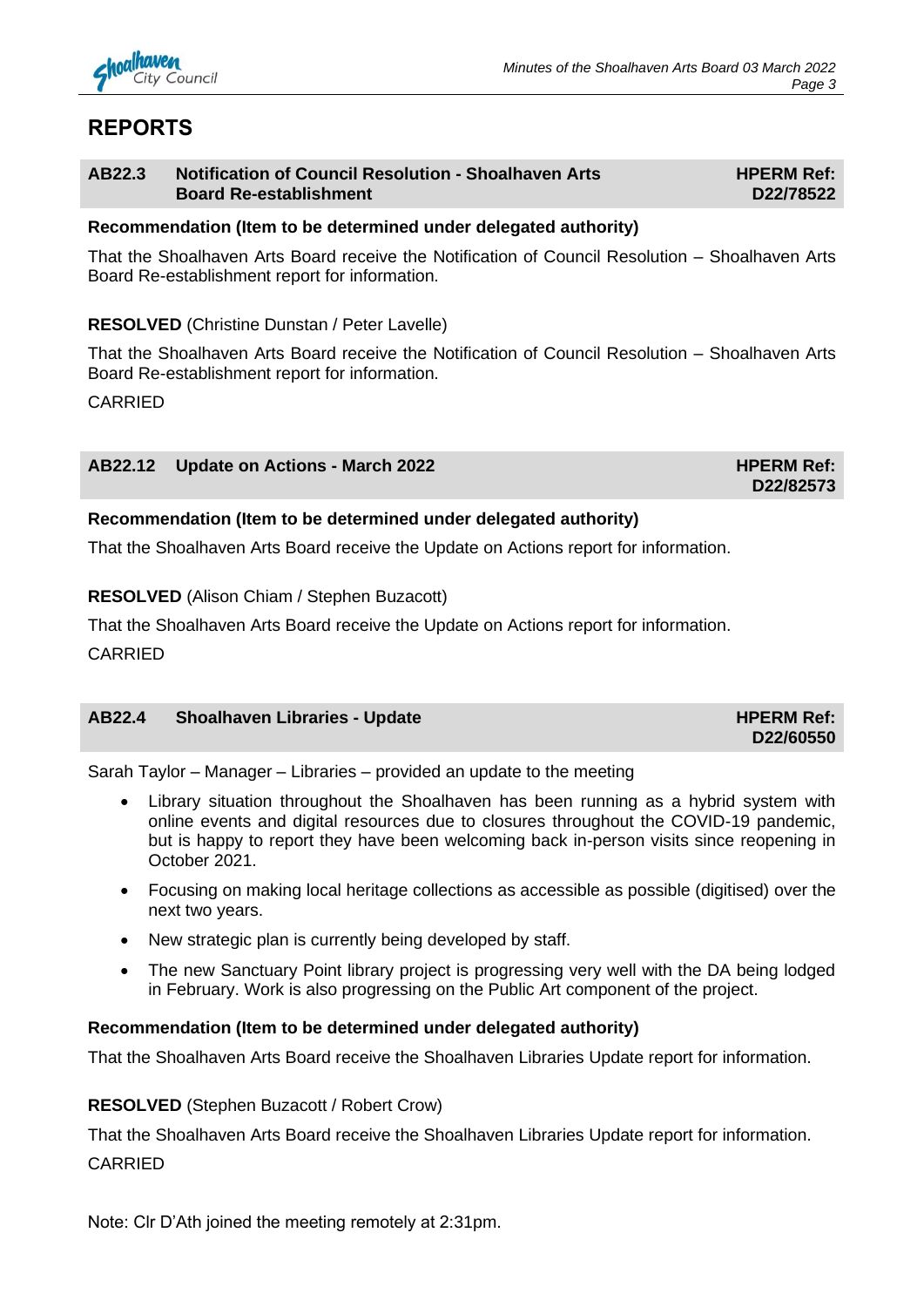## REPORTS

### AB22.3 Notification of Council Resolution - Shoalhaven Arts Board Re-establishment

**HPERM Ref: D22/78522**

**Recommendation (Item to be determined under delegated authority)**

That the Shoalhaven Arts Board receive the Notification of Council Resolution – Shoalhaven Arts Board Re-establishment report for information.

**RESOLVED** (Christine Dunstan / Peter Lavelle)

That the Shoalhaven Arts Board receive the Notification of Council Resolution – Shoalhaven Arts Board Re-establishment report for information.

CARRIED

### AB22.12 Update on Actions - March 2022

**HPERM Ref: D22/82573**

**Recommendation (Item to be determined under delegated authority)**

That the Shoalhaven Arts Board receive the Update on Actions report for information.

**RESOLVED** (Alison Chiam / Stephen Buzacott)

That the Shoalhaven Arts Board receive the Update on Actions report for information.

CARRIED

### AB22.4 Shoalhaven Libraries - Update

**HPERM Ref: D22/60550**

Sarah Taylor – Manager – Libraries – provided an update to the meeting

- Library situation throughout the Shoalhaven has been running as a hybrid system with online events and digital resources due to closures throughout the COVID-19 pandemic, but is happy to report they have been welcoming back in-person visits since reopening in October 2021.
- Focusing on making local heritage collections as accessible as possible (digitised) over the next two years.
- New strategic plan is currently being developed by staff.
- The new Sanctuary Point library project is progressing very well with the DA being lodged in February. Work is also progressing on the Public Art component of the project.

**Recommendation (Item to be determined under delegated authority)**

That the Shoalhaven Arts Board receive the Shoalhaven Libraries Update report for information.

**RESOLVED** (Stephen Buzacott / Robert Crow)

That the Shoalhaven Arts Board receive the Shoalhaven Libraries Update report for information.

CARRIED

Note: Clr D'Ath joined the meeting remotely at 2:31pm.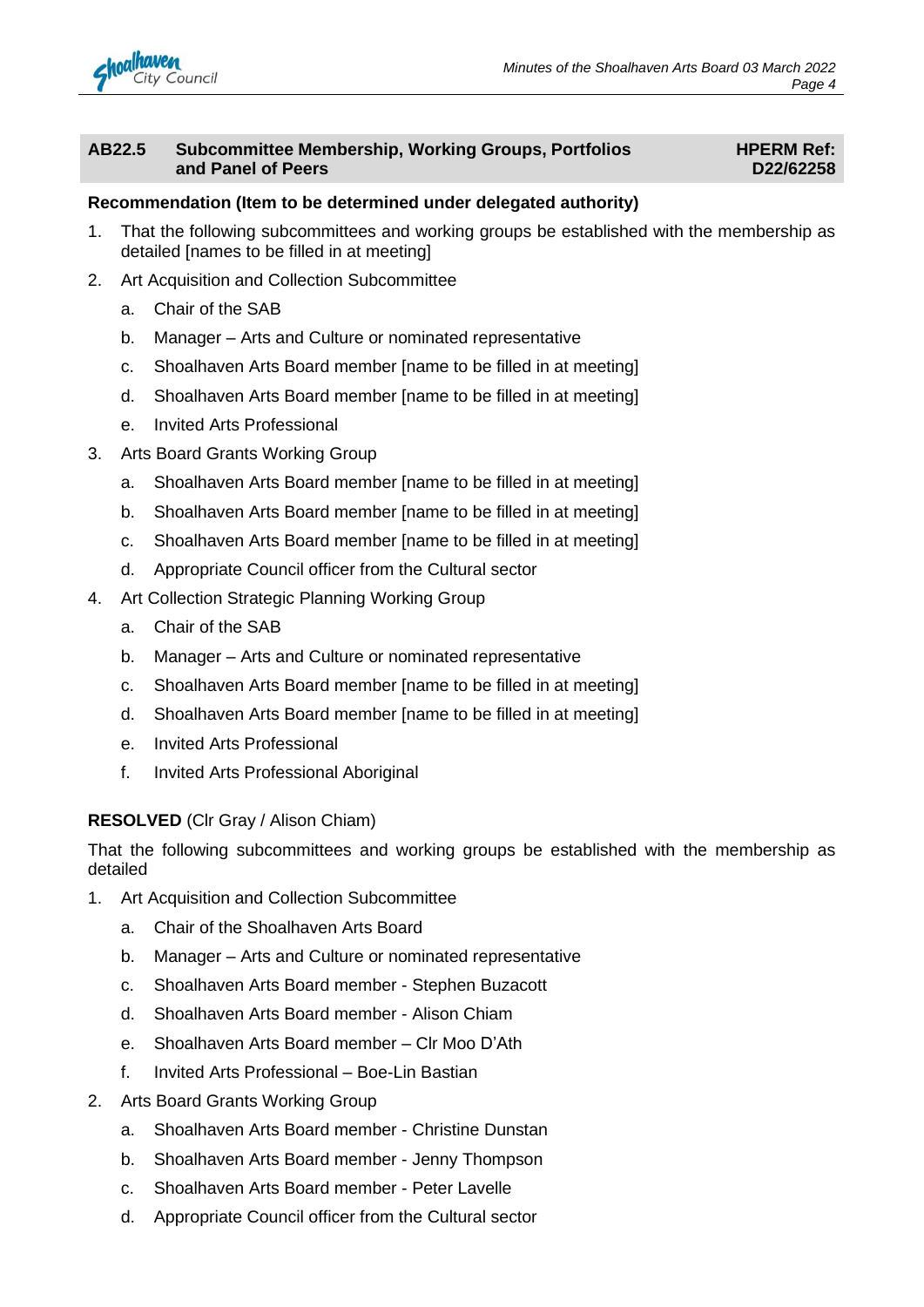## AB22.5 Subcommittee Membership, Working Groups, Portfolios and Panel of Peers

**HPERM Ref: D22/62258**

**Recommendation (Item to be determined under delegated authority)**

1. That the following subcommittees and working groups be established with the membership as detailed [names to be filled in at meeting]
2. Art Acquisition and Collection Subcommittee
    a. Chair of the SAB
    b. Manager – Arts and Culture or nominated representative
    c. Shoalhaven Arts Board member [name to be filled in at meeting]
    d. Shoalhaven Arts Board member [name to be filled in at meeting]
    e. Invited Arts Professional
3. Arts Board Grants Working Group
    a. Shoalhaven Arts Board member [name to be filled in at meeting]
    b. Shoalhaven Arts Board member [name to be filled in at meeting]
    c. Shoalhaven Arts Board member [name to be filled in at meeting]
    d. Appropriate Council officer from the Cultural sector
4. Art Collection Strategic Planning Working Group
    a. Chair of the SAB
    b. Manager – Arts and Culture or nominated representative
    c. Shoalhaven Arts Board member [name to be filled in at meeting]
    d. Shoalhaven Arts Board member [name to be filled in at meeting]
    e. Invited Arts Professional
    f. Invited Arts Professional Aboriginal

**RESOLVED** (Clr Gray / Alison Chiam)

That the following subcommittees and working groups be established with the membership as detailed

1. Art Acquisition and Collection Subcommittee
    a. Chair of the Shoalhaven Arts Board
    b. Manager – Arts and Culture or nominated representative
    c. Shoalhaven Arts Board member - Stephen Buzacott
    d. Shoalhaven Arts Board member - Alison Chiam
    e. Shoalhaven Arts Board member – Clr Moo D'Ath
    f. Invited Arts Professional – Boe-Lin Bastian
2. Arts Board Grants Working Group
    a. Shoalhaven Arts Board member - Christine Dunstan
    b. Shoalhaven Arts Board member - Jenny Thompson
    c. Shoalhaven Arts Board member - Peter Lavelle
    d. Appropriate Council officer from the Cultural sector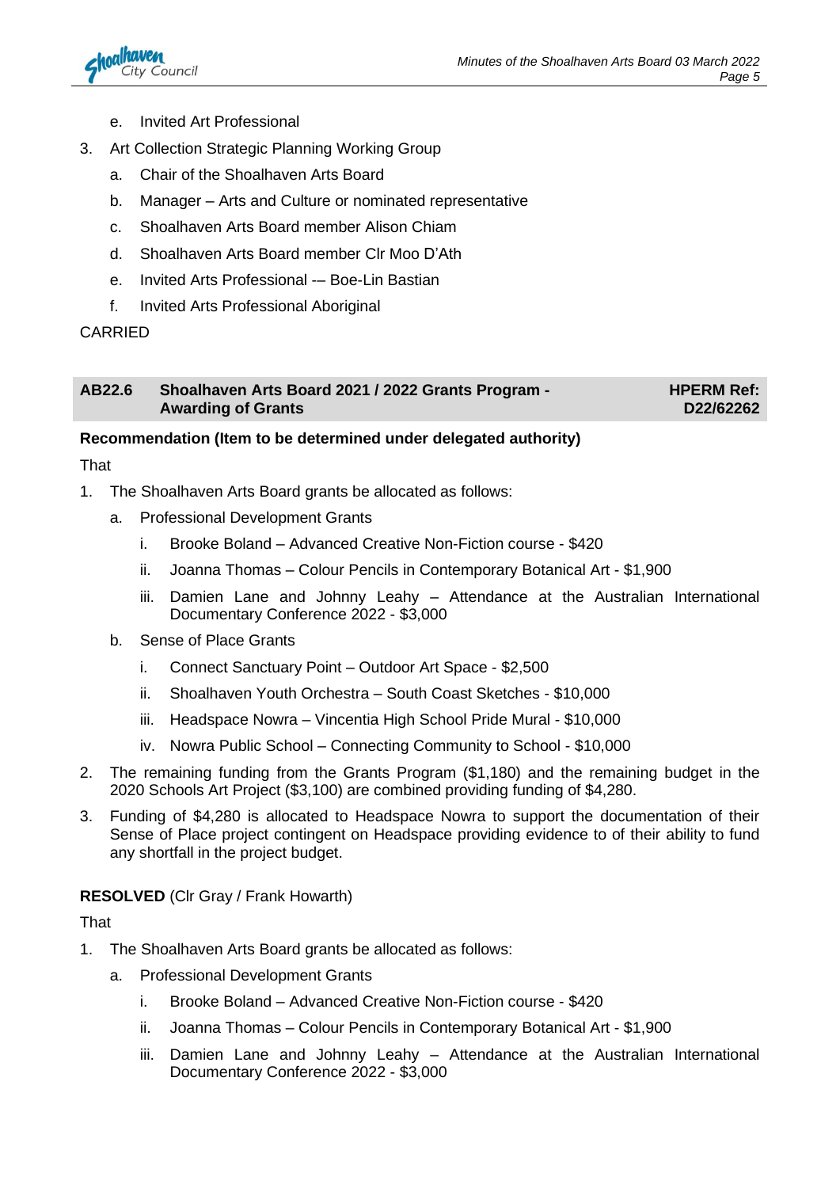e. Invited Art Professional

3. Art Collection Strategic Planning Working Group
   a. Chair of the Shoalhaven Arts Board
   b. Manager – Arts and Culture or nominated representative
   c. Shoalhaven Arts Board member Alison Chiam
   d. Shoalhaven Arts Board member Clr Moo D'Ath
   e. Invited Arts Professional -– Boe-Lin Bastian
   f. Invited Arts Professional Aboriginal

CARRIED

## AB22.6 Shoalhaven Arts Board 2021 / 2022 Grants Program - Awarding of Grants

**HPERM Ref: D22/62262**

**Recommendation (Item to be determined under delegated authority)**

That

1. The Shoalhaven Arts Board grants be allocated as follows:
   a. Professional Development Grants
      i. Brooke Boland – Advanced Creative Non-Fiction course - $420
      ii. Joanna Thomas – Colour Pencils in Contemporary Botanical Art - $1,900
      iii. Damien Lane and Johnny Leahy – Attendance at the Australian International Documentary Conference 2022 - $3,000
   b. Sense of Place Grants
      i. Connect Sanctuary Point – Outdoor Art Space - $2,500
      ii. Shoalhaven Youth Orchestra – South Coast Sketches - $10,000
      iii. Headspace Nowra – Vincentia High School Pride Mural - $10,000
      iv. Nowra Public School – Connecting Community to School - $10,000
2. The remaining funding from the Grants Program ($1,180) and the remaining budget in the 2020 Schools Art Project ($3,100) are combined providing funding of $4,280.
3. Funding of $4,280 is allocated to Headspace Nowra to support the documentation of their Sense of Place project contingent on Headspace providing evidence to of their ability to fund any shortfall in the project budget.

**RESOLVED** (Clr Gray / Frank Howarth)

That

1. The Shoalhaven Arts Board grants be allocated as follows:
   a. Professional Development Grants
      i. Brooke Boland – Advanced Creative Non-Fiction course - $420
      ii. Joanna Thomas – Colour Pencils in Contemporary Botanical Art - $1,900
      iii. Damien Lane and Johnny Leahy – Attendance at the Australian International Documentary Conference 2022 - $3,000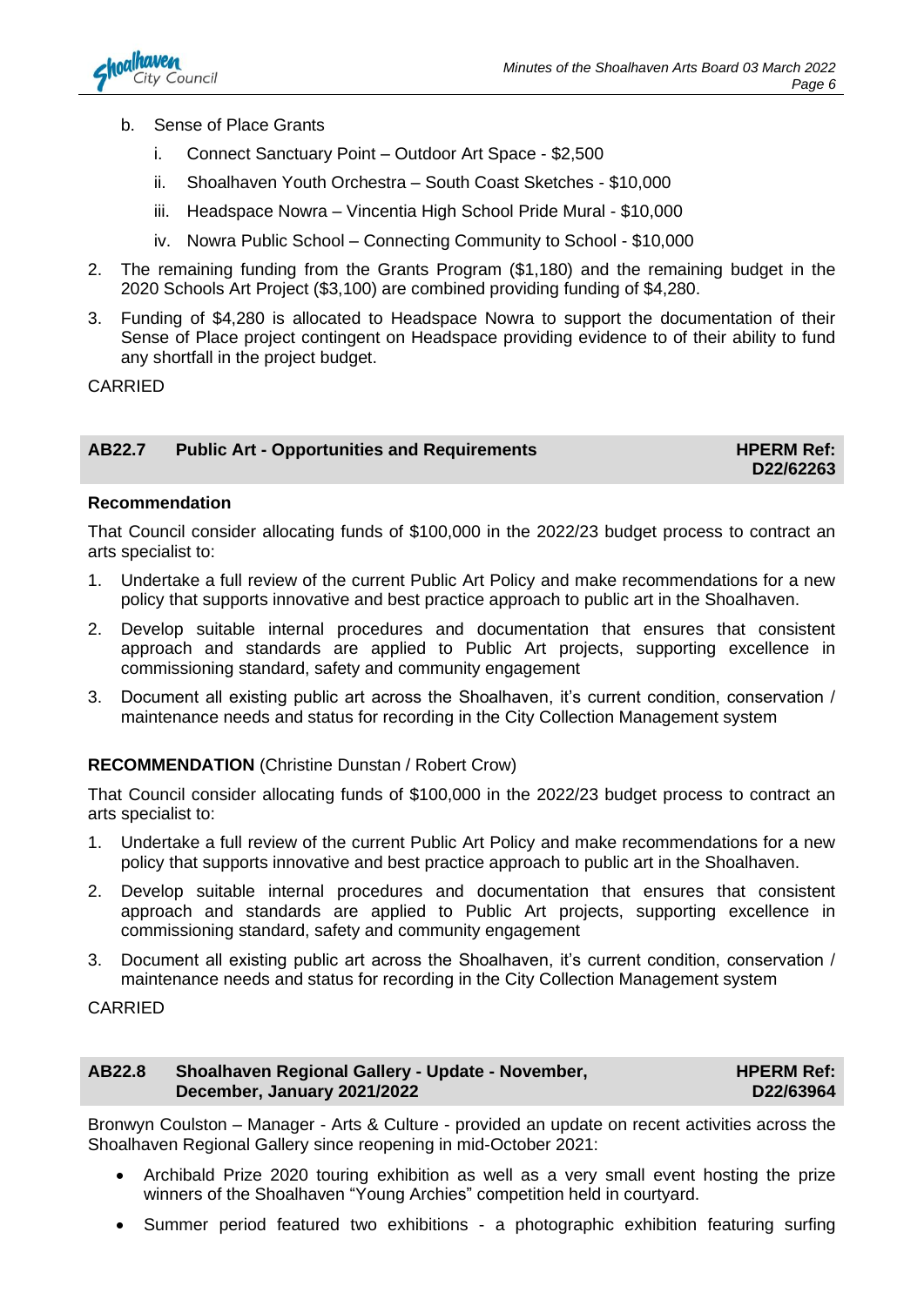b. Sense of Place Grants

   i. Connect Sanctuary Point – Outdoor Art Space - $2,500

   ii. Shoalhaven Youth Orchestra – South Coast Sketches - $10,000

   iii. Headspace Nowra – Vincentia High School Pride Mural - $10,000

   iv. Nowra Public School – Connecting Community to School - $10,000

2. The remaining funding from the Grants Program ($1,180) and the remaining budget in the 2020 Schools Art Project ($3,100) are combined providing funding of $4,280.

3. Funding of $4,280 is allocated to Headspace Nowra to support the documentation of their Sense of Place project contingent on Headspace providing evidence to of their ability to fund any shortfall in the project budget.

CARRIED

## AB22.7 Public Art - Opportunities and Requirements — HPERM Ref: D22/62263

**Recommendation**

That Council consider allocating funds of $100,000 in the 2022/23 budget process to contract an arts specialist to:

1. Undertake a full review of the current Public Art Policy and make recommendations for a new policy that supports innovative and best practice approach to public art in the Shoalhaven.
2. Develop suitable internal procedures and documentation that ensures that consistent approach and standards are applied to Public Art projects, supporting excellence in commissioning standard, safety and community engagement
3. Document all existing public art across the Shoalhaven, it's current condition, conservation / maintenance needs and status for recording in the City Collection Management system

**RECOMMENDATION** (Christine Dunstan / Robert Crow)

That Council consider allocating funds of $100,000 in the 2022/23 budget process to contract an arts specialist to:

1. Undertake a full review of the current Public Art Policy and make recommendations for a new policy that supports innovative and best practice approach to public art in the Shoalhaven.
2. Develop suitable internal procedures and documentation that ensures that consistent approach and standards are applied to Public Art projects, supporting excellence in commissioning standard, safety and community engagement
3. Document all existing public art across the Shoalhaven, it's current condition, conservation / maintenance needs and status for recording in the City Collection Management system

CARRIED

## AB22.8 Shoalhaven Regional Gallery - Update - November, December, January 2021/2022 — HPERM Ref: D22/63964

Bronwyn Coulston – Manager - Arts & Culture - provided an update on recent activities across the Shoalhaven Regional Gallery since reopening in mid-October 2021:

- Archibald Prize 2020 touring exhibition as well as a very small event hosting the prize winners of the Shoalhaven "Young Archies" competition held in courtyard.
- Summer period featured two exhibitions - a photographic exhibition featuring surfing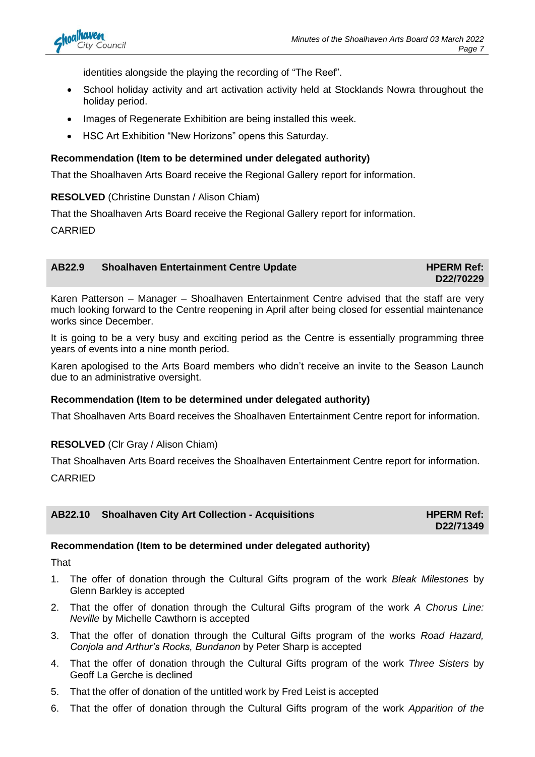identities alongside the playing the recording of "The Reef".

- School holiday activity and art activation activity held at Stocklands Nowra throughout the holiday period.
- Images of Regenerate Exhibition are being installed this week.
- HSC Art Exhibition "New Horizons" opens this Saturday.

**Recommendation (Item to be determined under delegated authority)**

That the Shoalhaven Arts Board receive the Regional Gallery report for information.

**RESOLVED** (Christine Dunstan / Alison Chiam)

That the Shoalhaven Arts Board receive the Regional Gallery report for information.

CARRIED

## AB22.9 Shoalhaven Entertainment Centre Update — HPERM Ref: D22/70229

Karen Patterson – Manager – Shoalhaven Entertainment Centre advised that the staff are very much looking forward to the Centre reopening in April after being closed for essential maintenance works since December.

It is going to be a very busy and exciting period as the Centre is essentially programming three years of events into a nine month period.

Karen apologised to the Arts Board members who didn't receive an invite to the Season Launch due to an administrative oversight.

**Recommendation (Item to be determined under delegated authority)**

That Shoalhaven Arts Board receives the Shoalhaven Entertainment Centre report for information.

**RESOLVED** (Clr Gray / Alison Chiam)

That Shoalhaven Arts Board receives the Shoalhaven Entertainment Centre report for information.

CARRIED

## AB22.10 Shoalhaven City Art Collection - Acquisitions — HPERM Ref: D22/71349

**Recommendation (Item to be determined under delegated authority)**

That

1. The offer of donation through the Cultural Gifts program of the work *Bleak Milestones* by Glenn Barkley is accepted
2. That the offer of donation through the Cultural Gifts program of the work *A Chorus Line: Neville* by Michelle Cawthorn is accepted
3. That the offer of donation through the Cultural Gifts program of the works *Road Hazard, Conjola and Arthur's Rocks, Bundanon* by Peter Sharp is accepted
4. That the offer of donation through the Cultural Gifts program of the work *Three Sisters* by Geoff La Gerche is declined
5. That the offer of donation of the untitled work by Fred Leist is accepted
6. That the offer of donation through the Cultural Gifts program of the work *Apparition of the*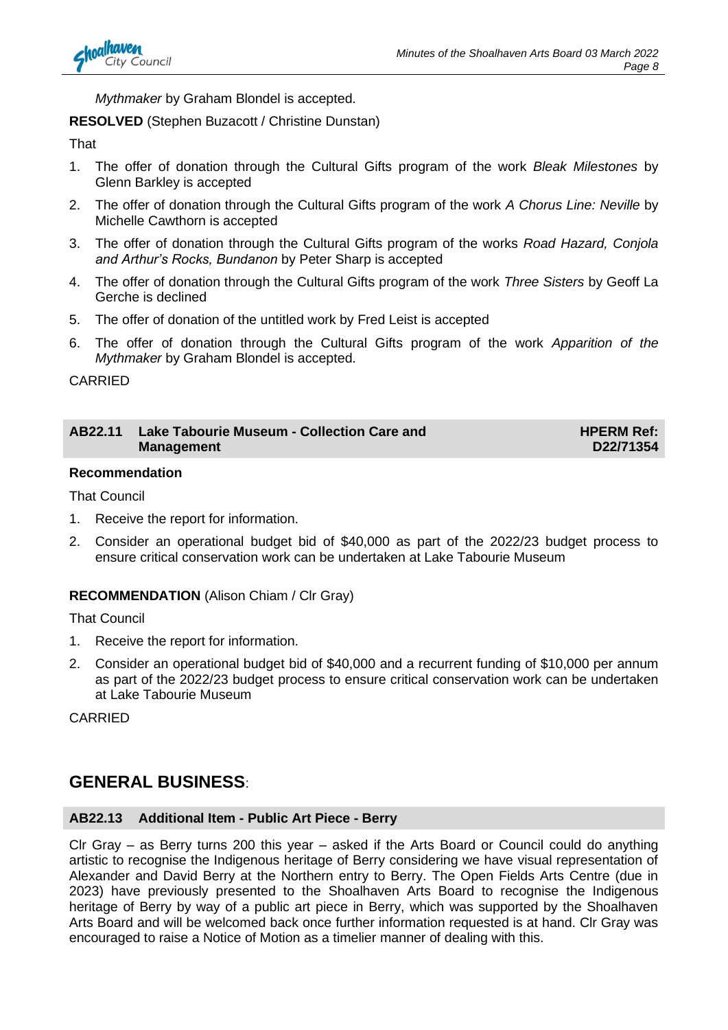*Mythmaker* by Graham Blondel is accepted.

**RESOLVED** (Stephen Buzacott / Christine Dunstan)

That

1. The offer of donation through the Cultural Gifts program of the work *Bleak Milestones* by Glenn Barkley is accepted
2. The offer of donation through the Cultural Gifts program of the work *A Chorus Line: Neville* by Michelle Cawthorn is accepted
3. The offer of donation through the Cultural Gifts program of the works *Road Hazard, Conjola and Arthur's Rocks, Bundanon* by Peter Sharp is accepted
4. The offer of donation through the Cultural Gifts program of the work *Three Sisters* by Geoff La Gerche is declined
5. The offer of donation of the untitled work by Fred Leist is accepted
6. The offer of donation through the Cultural Gifts program of the work *Apparition of the Mythmaker* by Graham Blondel is accepted.

CARRIED

## AB22.11 Lake Tabourie Museum - Collection Care and Management — HPERM Ref: D22/71354

**Recommendation**

That Council

1. Receive the report for information.
2. Consider an operational budget bid of $40,000 as part of the 2022/23 budget process to ensure critical conservation work can be undertaken at Lake Tabourie Museum

**RECOMMENDATION** (Alison Chiam / Clr Gray)

That Council

1. Receive the report for information.
2. Consider an operational budget bid of $40,000 and a recurrent funding of $10,000 per annum as part of the 2022/23 budget process to ensure critical conservation work can be undertaken at Lake Tabourie Museum

CARRIED

# GENERAL BUSINESS:

## AB22.13 Additional Item - Public Art Piece - Berry

Clr Gray – as Berry turns 200 this year – asked if the Arts Board or Council could do anything artistic to recognise the Indigenous heritage of Berry considering we have visual representation of Alexander and David Berry at the Northern entry to Berry. The Open Fields Arts Centre (due in 2023) have previously presented to the Shoalhaven Arts Board to recognise the Indigenous heritage of Berry by way of a public art piece in Berry, which was supported by the Shoalhaven Arts Board and will be welcomed back once further information requested is at hand. Clr Gray was encouraged to raise a Notice of Motion as a timelier manner of dealing with this.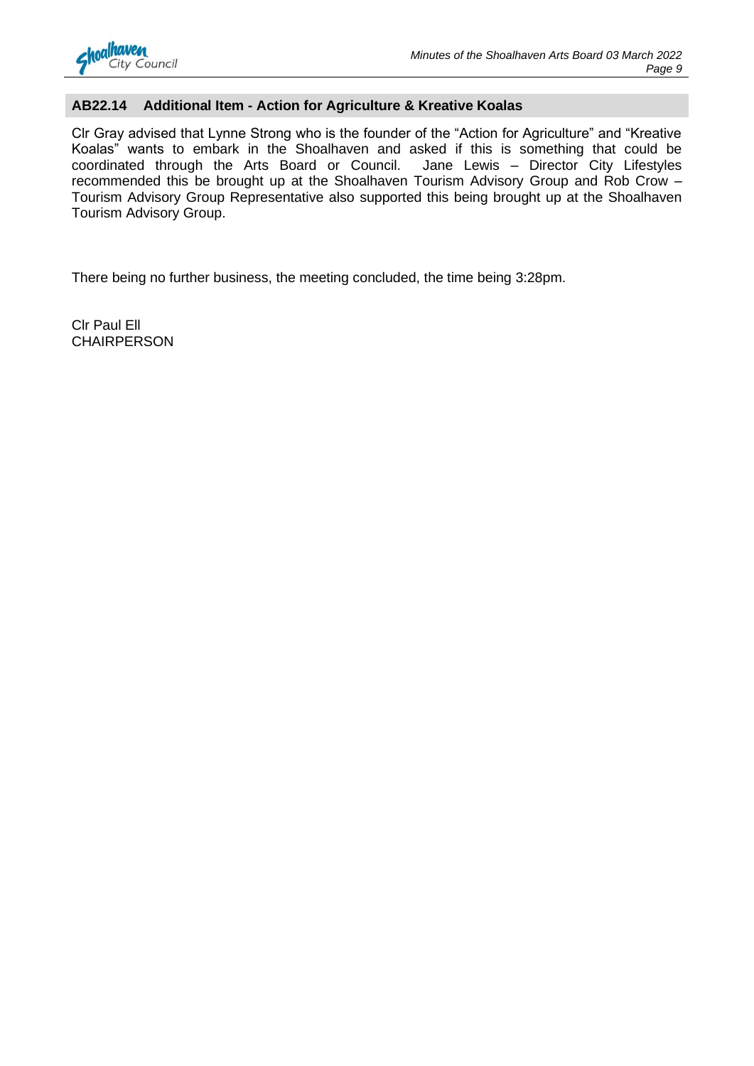## AB22.14 Additional Item - Action for Agriculture & Kreative Koalas

Clr Gray advised that Lynne Strong who is the founder of the "Action for Agriculture" and "Kreative Koalas" wants to embark in the Shoalhaven and asked if this is something that could be coordinated through the Arts Board or Council. Jane Lewis – Director City Lifestyles recommended this be brought up at the Shoalhaven Tourism Advisory Group and Rob Crow – Tourism Advisory Group Representative also supported this being brought up at the Shoalhaven Tourism Advisory Group.

There being no further business, the meeting concluded, the time being 3:28pm.

Clr Paul Ell
CHAIRPERSON